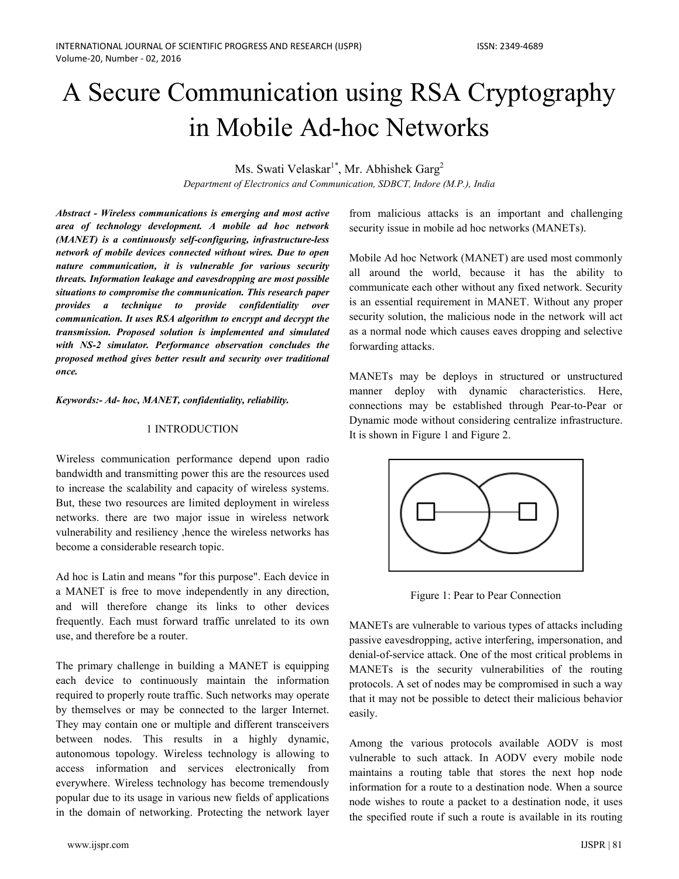# A Secure Communication using RSA Cryptography in Mobile Ad-hoc Networks

Ms. Swati Velaskar[1*], Mr. Abhishek Garg[2]

*Department of Electronics and Communication, SDBCT, Indore (M.P.), India*

***Abstract - Wireless communications is emerging and most active area of technology development. A mobile ad hoc network (MANET) is a continuously self-configuring, infrastructure-less network of mobile devices connected without wires. Due to open nature communication, it is vulnerable for various security threats. Information leakage and eavesdropping are most possible situations to compromise the communication. This research paper provides a technique to provide confidentiality over communication. It uses RSA algorithm to encrypt and decrypt the transmission. Proposed solution is implemented and simulated with NS-2 simulator. Performance observation concludes the proposed method gives better result and security over traditional once.***

***Keywords:- Ad- hoc, MANET, confidentiality, reliability.***

## 1 INTRODUCTION

Wireless communication performance depend upon radio bandwidth and transmitting power this are the resources used to increase the scalability and capacity of wireless systems. But, these two resources are limited deployment in wireless networks. there are two major issue in wireless network vulnerability and resiliency ,hence the wireless networks has become a considerable research topic.

Ad hoc is Latin and means "for this purpose". Each device in a MANET is free to move independently in any direction, and will therefore change its links to other devices frequently. Each must forward traffic unrelated to its own use, and therefore be a router.

The primary challenge in building a MANET is equipping each device to continuously maintain the information required to properly route traffic. Such networks may operate by themselves or may be connected to the larger Internet. They may contain one or multiple and different transceivers between nodes. This results in a highly dynamic, autonomous topology. Wireless technology is allowing to access information and services electronically from everywhere. Wireless technology has become tremendously popular due to its usage in various new fields of applications in the domain of networking. Protecting the network layer from malicious attacks is an important and challenging security issue in mobile ad hoc networks (MANETs).

Mobile Ad hoc Network (MANET) are used most commonly all around the world, because it has the ability to communicate each other without any fixed network. Security is an essential requirement in MANET. Without any proper security solution, the malicious node in the network will act as a normal node which causes eaves dropping and selective forwarding attacks.

MANETs may be deploys in structured or unstructured manner deploy with dynamic characteristics. Here, connections may be established through Pear-to-Pear or Dynamic mode without considering centralize infrastructure. It is shown in Figure 1 and Figure 2.

Figure 1: Pear to Pear Connection

MANETs are vulnerable to various types of attacks including passive eavesdropping, active interfering, impersonation, and denial-of-service attack. One of the most critical problems in MANETs is the security vulnerabilities of the routing protocols. A set of nodes may be compromised in such a way that it may not be possible to detect their malicious behavior easily.

Among the various protocols available AODV is most vulnerable to such attack. In AODV every mobile node maintains a routing table that stores the next hop node information for a route to a destination node. When a source node wishes to route a packet to a destination node, it uses the specified route if such a route is available in its routing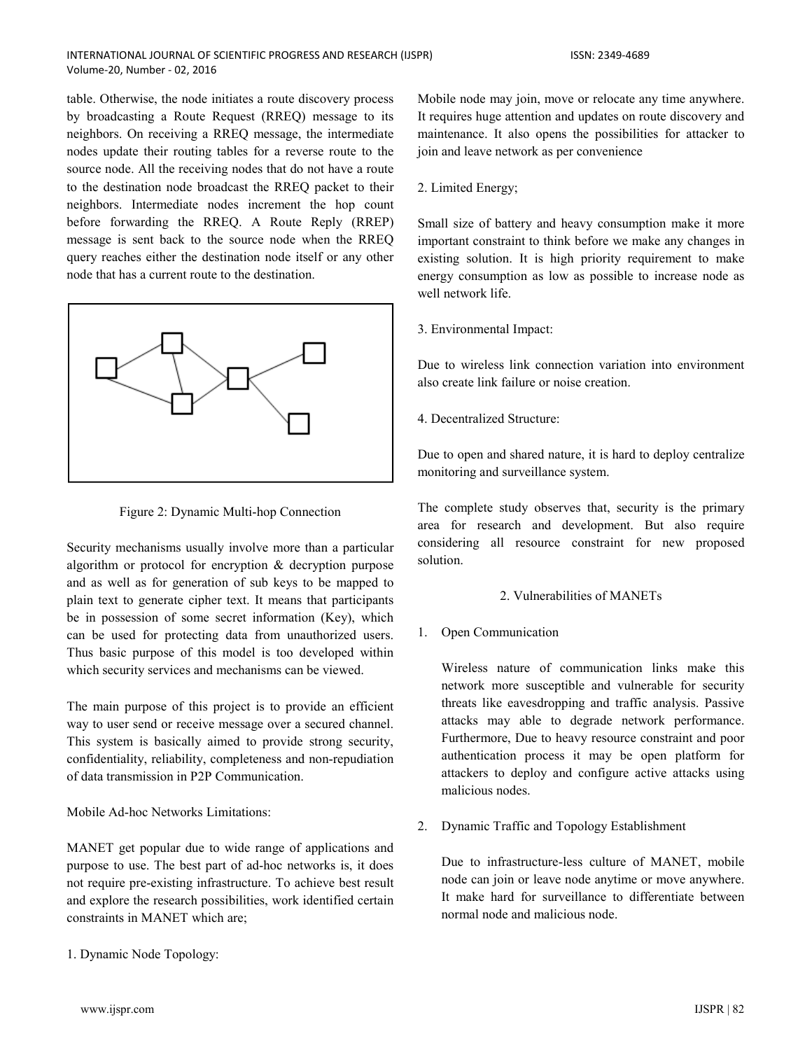table. Otherwise, the node initiates a route discovery process by broadcasting a Route Request (RREQ) message to its neighbors. On receiving a RREQ message, the intermediate nodes update their routing tables for a reverse route to the source node. All the receiving nodes that do not have a route to the destination node broadcast the RREQ packet to their neighbors. Intermediate nodes increment the hop count before forwarding the RREQ. A Route Reply (RREP) message is sent back to the source node when the RREQ query reaches either the destination node itself or any other node that has a current route to the destination.

Figure 2: Dynamic Multi-hop Connection

Security mechanisms usually involve more than a particular algorithm or protocol for encryption & decryption purpose and as well as for generation of sub keys to be mapped to plain text to generate cipher text. It means that participants be in possession of some secret information (Key), which can be used for protecting data from unauthorized users. Thus basic purpose of this model is too developed within which security services and mechanisms can be viewed.

The main purpose of this project is to provide an efficient way to user send or receive message over a secured channel. This system is basically aimed to provide strong security, confidentiality, reliability, completeness and non-repudiation of data transmission in P2P Communication.

Mobile Ad-hoc Networks Limitations:

MANET get popular due to wide range of applications and purpose to use. The best part of ad-hoc networks is, it does not require pre-existing infrastructure. To achieve best result and explore the research possibilities, work identified certain constraints in MANET which are;

1. Dynamic Node Topology:

Mobile node may join, move or relocate any time anywhere. It requires huge attention and updates on route discovery and maintenance. It also opens the possibilities for attacker to join and leave network as per convenience

2. Limited Energy;

Small size of battery and heavy consumption make it more important constraint to think before we make any changes in existing solution. It is high priority requirement to make energy consumption as low as possible to increase node as well network life.

3. Environmental Impact:

Due to wireless link connection variation into environment also create link failure or noise creation.

4. Decentralized Structure:

Due to open and shared nature, it is hard to deploy centralize monitoring and surveillance system.

The complete study observes that, security is the primary area for research and development. But also require considering all resource constraint for new proposed solution.

## 2. Vulnerabilities of MANETs

1. Open Communication

   Wireless nature of communication links make this network more susceptible and vulnerable for security threats like eavesdropping and traffic analysis. Passive attacks may able to degrade network performance. Furthermore, Due to heavy resource constraint and poor authentication process it may be open platform for attackers to deploy and configure active attacks using malicious nodes.

2. Dynamic Traffic and Topology Establishment

   Due to infrastructure-less culture of MANET, mobile node can join or leave node anytime or move anywhere. It make hard for surveillance to differentiate between normal node and malicious node.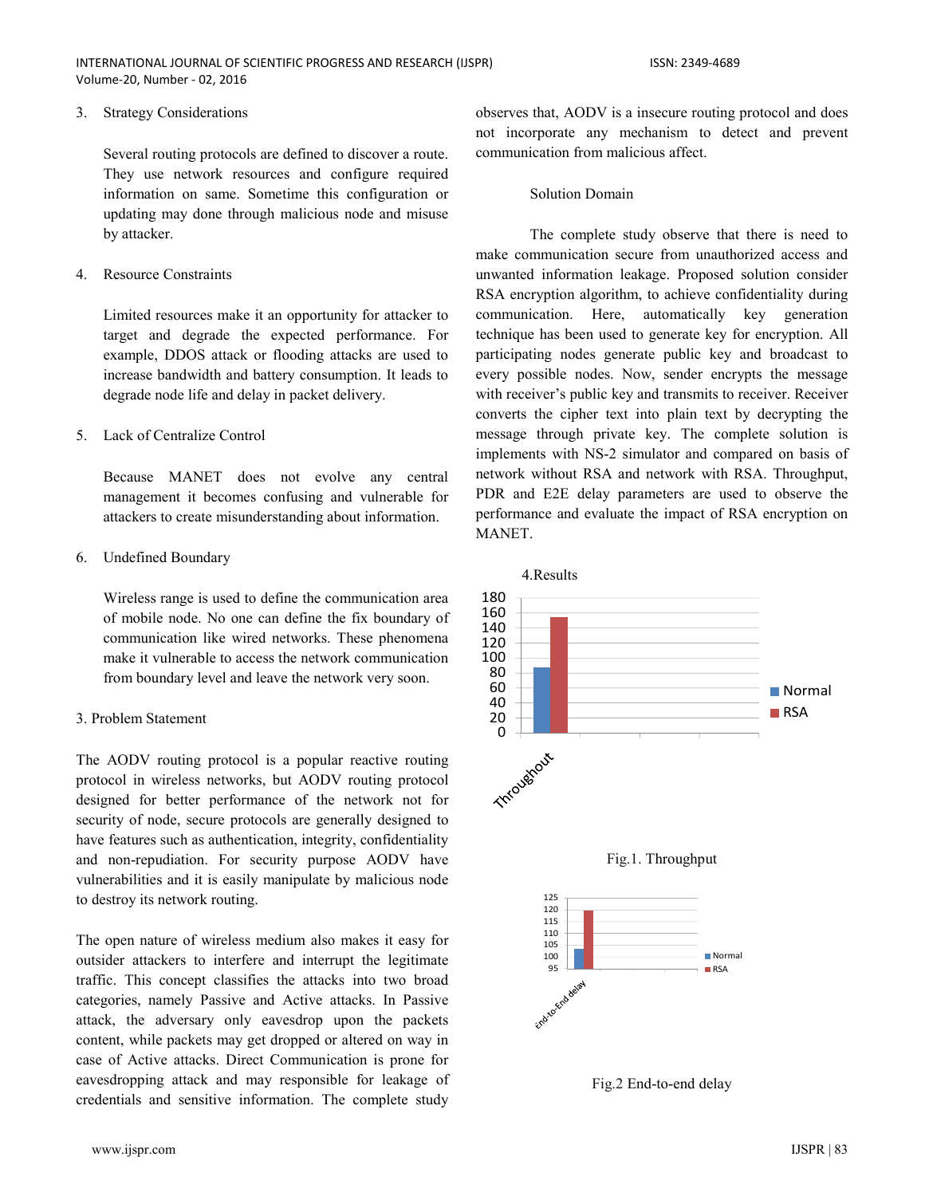3. Strategy Considerations

Several routing protocols are defined to discover a route. They use network resources and configure required information on same. Sometime this configuration or updating may done through malicious node and misuse by attacker.

4. Resource Constraints

Limited resources make it an opportunity for attacker to target and degrade the expected performance. For example, DDOS attack or flooding attacks are used to increase bandwidth and battery consumption. It leads to degrade node life and delay in packet delivery.

5. Lack of Centralize Control

Because MANET does not evolve any central management it becomes confusing and vulnerable for attackers to create misunderstanding about information.

6. Undefined Boundary

Wireless range is used to define the communication area of mobile node. No one can define the fix boundary of communication like wired networks. These phenomena make it vulnerable to access the network communication from boundary level and leave the network very soon.

## 3. Problem Statement

The AODV routing protocol is a popular reactive routing protocol in wireless networks, but AODV routing protocol designed for better performance of the network not for security of node, secure protocols are generally designed to have features such as authentication, integrity, confidentiality and non-repudiation. For security purpose AODV have vulnerabilities and it is easily manipulate by malicious node to destroy its network routing.

The open nature of wireless medium also makes it easy for outsider attackers to interfere and interrupt the legitimate traffic. This concept classifies the attacks into two broad categories, namely Passive and Active attacks. In Passive attack, the adversary only eavesdrop upon the packets content, while packets may get dropped or altered on way in case of Active attacks. Direct Communication is prone for eavesdropping attack and may responsible for leakage of credentials and sensitive information. The complete study observes that, AODV is a insecure routing protocol and does not incorporate any mechanism to detect and prevent communication from malicious affect.

### Solution Domain

The complete study observe that there is need to make communication secure from unauthorized access and unwanted information leakage. Proposed solution consider RSA encryption algorithm, to achieve confidentiality during communication. Here, automatically key generation technique has been used to generate key for encryption. All participating nodes generate public key and broadcast to every possible nodes. Now, sender encrypts the message with receiver's public key and transmits to receiver. Receiver converts the cipher text into plain text by decrypting the message through private key. The complete solution is implements with NS-2 simulator and compared on basis of network without RSA and network with RSA. Throughput, PDR and E2E delay parameters are used to observe the performance and evaluate the impact of RSA encryption on MANET.

## 4.Results

Fig.1. Throughput

Fig.2 End-to-end delay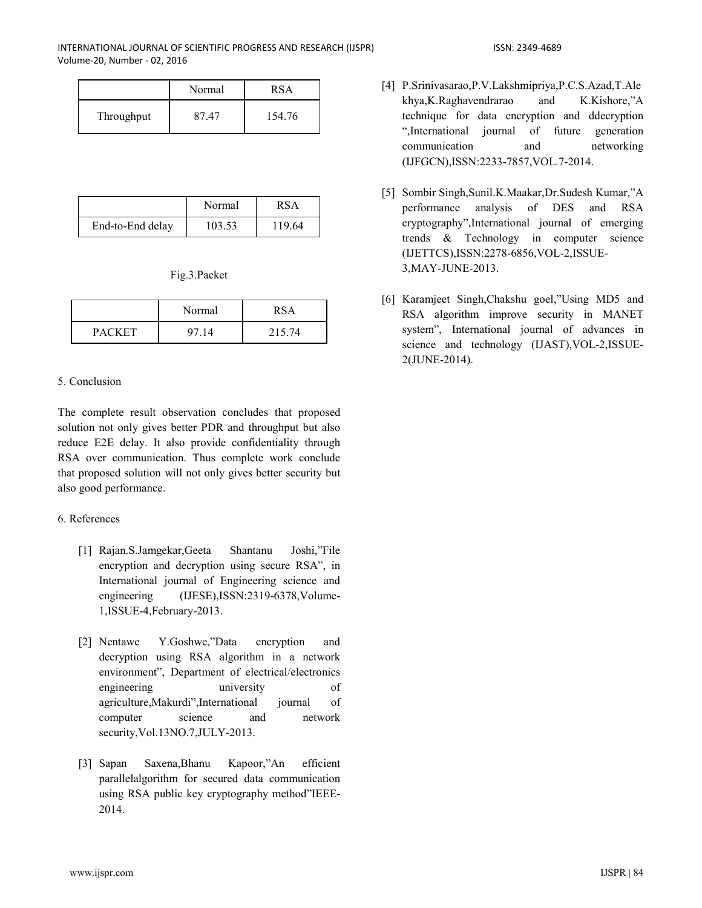| | Normal | RSA |
|---|---|---|
| Throughput | 87.47 | 154.76 |

| | Normal | RSA |
|---|---|---|
| End-to-End delay | 103.53 | 119.64 |

Fig.3.Packet

| | Normal | RSA |
|---|---|---|
| PACKET | 97.14 | 215.74 |

## 5. Conclusion

The complete result observation concludes that proposed solution not only gives better PDR and throughput but also reduce E2E delay. It also provide confidentiality through RSA over communication. Thus complete work conclude that proposed solution will not only gives better security but also good performance.

## 6. References

[1] Rajan.S.Jamgekar,Geeta Shantanu Joshi,"File encryption and decryption using secure RSA", in International journal of Engineering science and engineering (IJESE),ISSN:2319-6378,Volume-1,ISSUE-4,February-2013.

[2] Nentawe Y.Goshwe,"Data encryption and decryption using RSA algorithm in a network environment", Department of electrical/electronics engineering university of agriculture,Makurdi",International journal of computer science and network security,Vol.13NO.7,JULY-2013.

[3] Sapan Saxena,Bhanu Kapoor,"An efficient parallelalgorithm for secured data communication using RSA public key cryptography method"IEEE-2014.

[4] P.Srinivasarao,P.V.Lakshmipriya,P.C.S.Azad,T.Alekhya,K.Raghavendrarao and K.Kishore,"A technique for data encryption and ddecryption ",International journal of future generation communication and networking (IJFGCN),ISSN:2233-7857,VOL.7-2014.

[5] Sombir Singh,Sunil.K.Maakar,Dr.Sudesh Kumar,"A performance analysis of DES and RSA cryptography",International journal of emerging trends & Technology in computer science (IJETTCS),ISSN:2278-6856,VOL-2,ISSUE-3,MAY-JUNE-2013.

[6] Karamjeet Singh,Chakshu goel,"Using MD5 and RSA algorithm improve security in MANET system", International journal of advances in science and technology (IJAST),VOL-2,ISSUE-2(JUNE-2014).